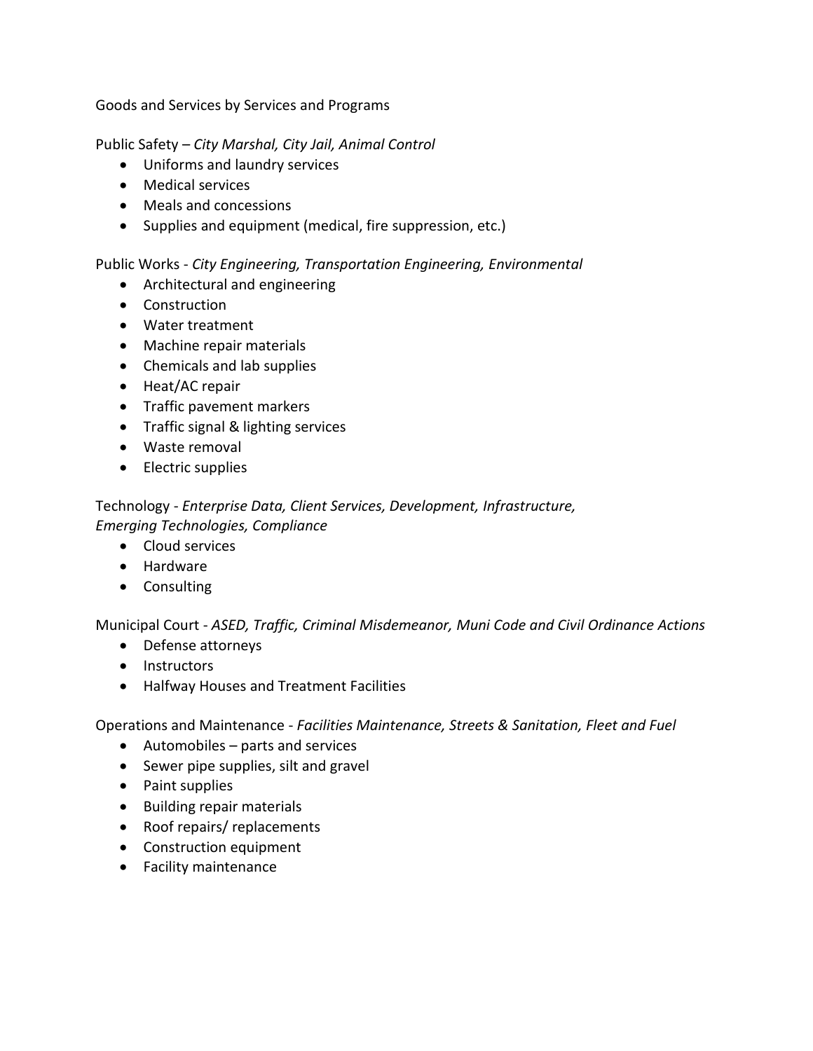Goods and Services by Services and Programs

Public Safety – *City Marshal, City Jail, Animal Control*

- Uniforms and laundry services
- Medical services
- Meals and concessions
- Supplies and equipment (medical, fire suppression, etc.)

Public Works - *City Engineering, Transportation Engineering, Environmental*

- Architectural and engineering
- Construction
- Water treatment
- Machine repair materials
- Chemicals and lab supplies
- Heat/AC repair
- Traffic pavement markers
- Traffic signal & lighting services
- Waste removal
- Electric supplies

Technology - *Enterprise Data, Client Services, Development, Infrastructure, Emerging Technologies, Compliance*

- Cloud services
- Hardware
- Consulting

Municipal Court - *ASED, Traffic, Criminal Misdemeanor, Muni Code and Civil Ordinance Actions*

- Defense attorneys
- Instructors
- Halfway Houses and Treatment Facilities

Operations and Maintenance - *Facilities Maintenance, Streets & Sanitation, Fleet and Fuel*

- Automobiles – parts and services
- Sewer pipe supplies, silt and gravel
- Paint supplies
- Building repair materials
- Roof repairs/ replacements
- Construction equipment
- Facility maintenance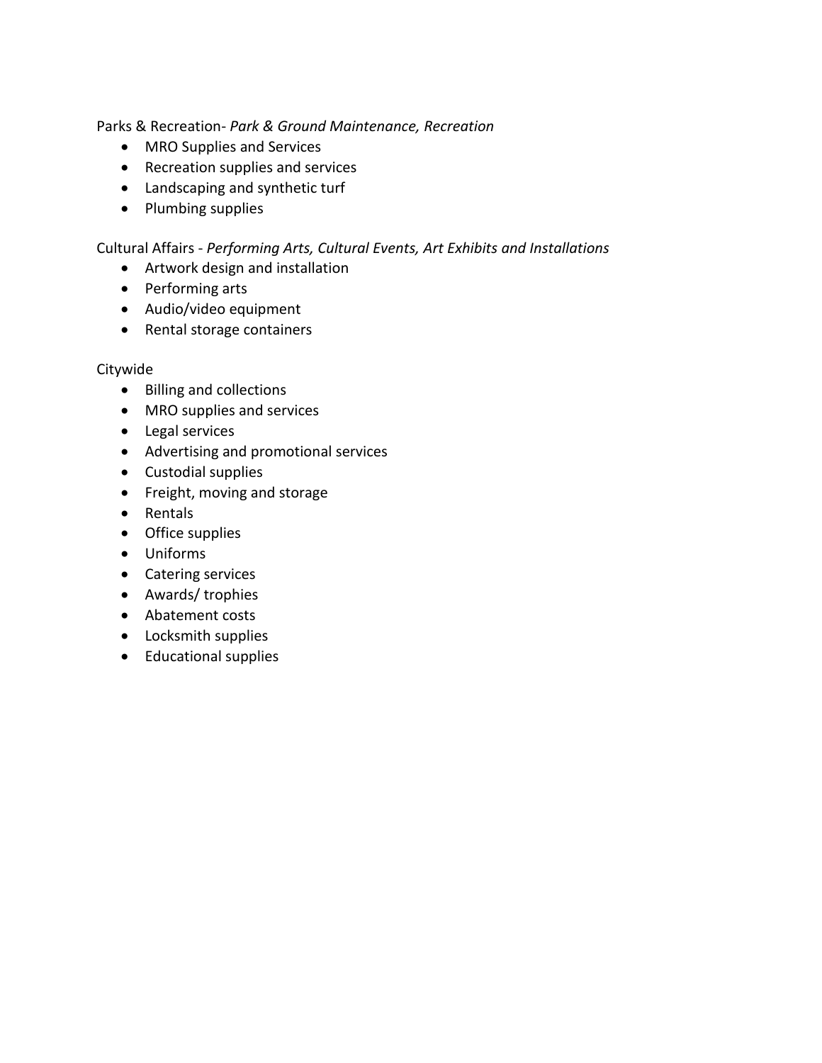Parks & Recreation- *Park & Ground Maintenance, Recreation*

- MRO Supplies and Services
- Recreation supplies and services
- Landscaping and synthetic turf
- Plumbing supplies

Cultural Affairs - *Performing Arts, Cultural Events, Art Exhibits and Installations*

- Artwork design and installation
- Performing arts
- Audio/video equipment
- Rental storage containers

Citywide

- Billing and collections
- MRO supplies and services
- Legal services
- Advertising and promotional services
- Custodial supplies
- Freight, moving and storage
- Rentals
- Office supplies
- Uniforms
- Catering services
- Awards/ trophies
- Abatement costs
- Locksmith supplies
- Educational supplies